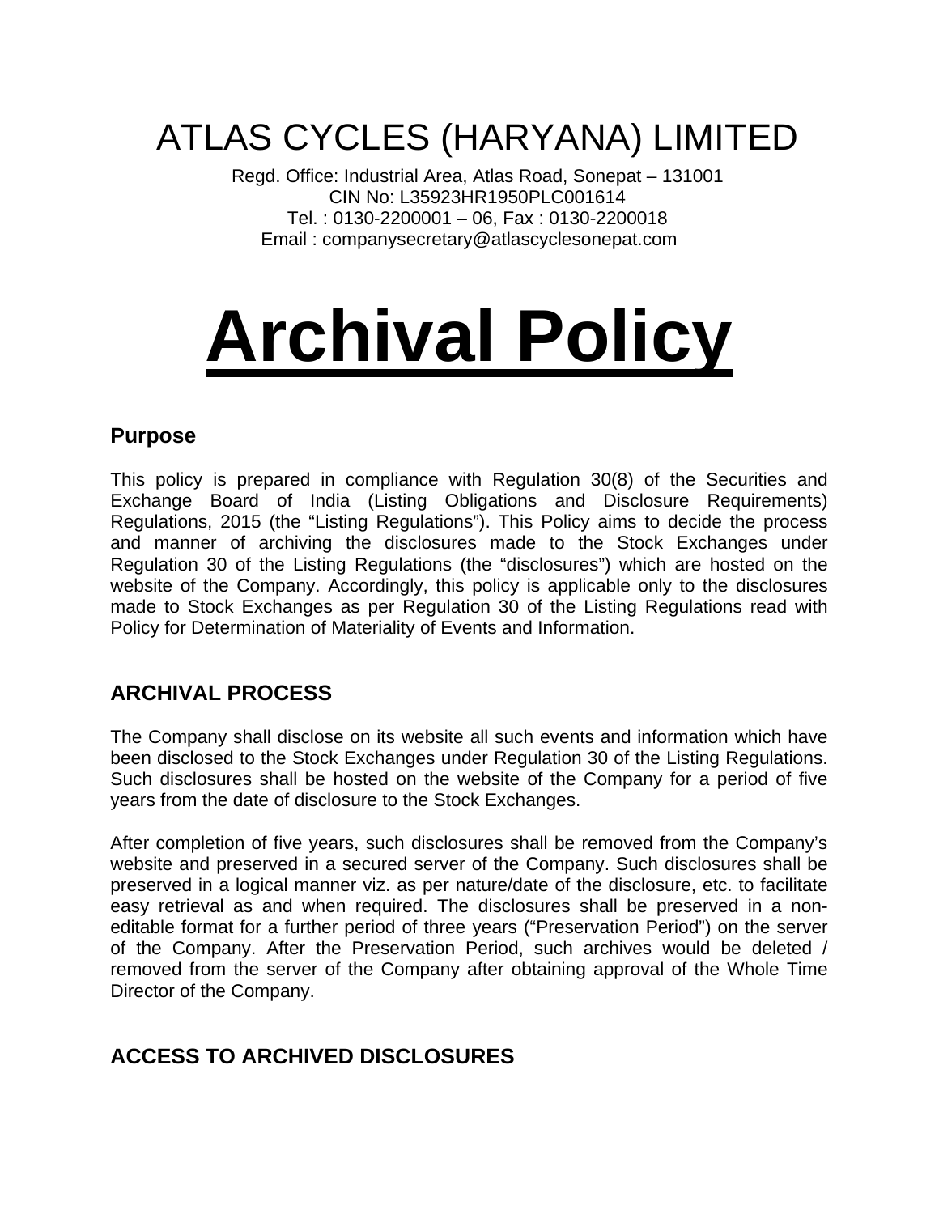# ATLAS CYCLES (HARYANA) LIMITED

Regd. Office: Industrial Area, Atlas Road, Sonepat – 131001
CIN No: L35923HR1950PLC001614
Tel. : 0130-2200001 – 06, Fax : 0130-2200018
Email : companysecretary@atlascyclesonepat.com

# Archival Policy

## Purpose

This policy is prepared in compliance with Regulation 30(8) of the Securities and Exchange Board of India (Listing Obligations and Disclosure Requirements) Regulations, 2015 (the "Listing Regulations"). This Policy aims to decide the process and manner of archiving the disclosures made to the Stock Exchanges under Regulation 30 of the Listing Regulations (the "disclosures") which are hosted on the website of the Company. Accordingly, this policy is applicable only to the disclosures made to Stock Exchanges as per Regulation 30 of the Listing Regulations read with Policy for Determination of Materiality of Events and Information.

## ARCHIVAL PROCESS

The Company shall disclose on its website all such events and information which have been disclosed to the Stock Exchanges under Regulation 30 of the Listing Regulations. Such disclosures shall be hosted on the website of the Company for a period of five years from the date of disclosure to the Stock Exchanges.

After completion of five years, such disclosures shall be removed from the Company's website and preserved in a secured server of the Company. Such disclosures shall be preserved in a logical manner viz. as per nature/date of the disclosure, etc. to facilitate easy retrieval as and when required. The disclosures shall be preserved in a non-editable format for a further period of three years ("Preservation Period") on the server of the Company. After the Preservation Period, such archives would be deleted / removed from the server of the Company after obtaining approval of the Whole Time Director of the Company.

## ACCESS TO ARCHIVED DISCLOSURES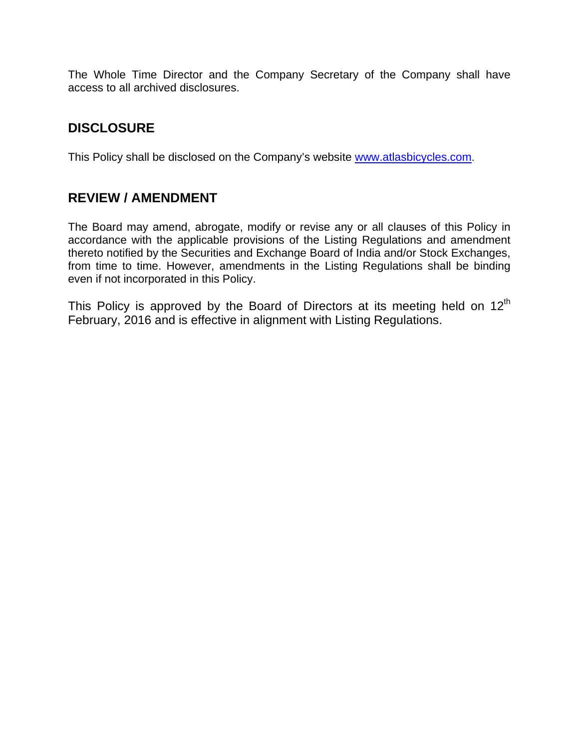The Whole Time Director and the Company Secretary of the Company shall have access to all archived disclosures.

## DISCLOSURE

This Policy shall be disclosed on the Company's website www.atlasbicycles.com.

## REVIEW / AMENDMENT

The Board may amend, abrogate, modify or revise any or all clauses of this Policy in accordance with the applicable provisions of the Listing Regulations and amendment thereto notified by the Securities and Exchange Board of India and/or Stock Exchanges, from time to time. However, amendments in the Listing Regulations shall be binding even if not incorporated in this Policy.

This Policy is approved by the Board of Directors at its meeting held on 12th February, 2016 and is effective in alignment with Listing Regulations.